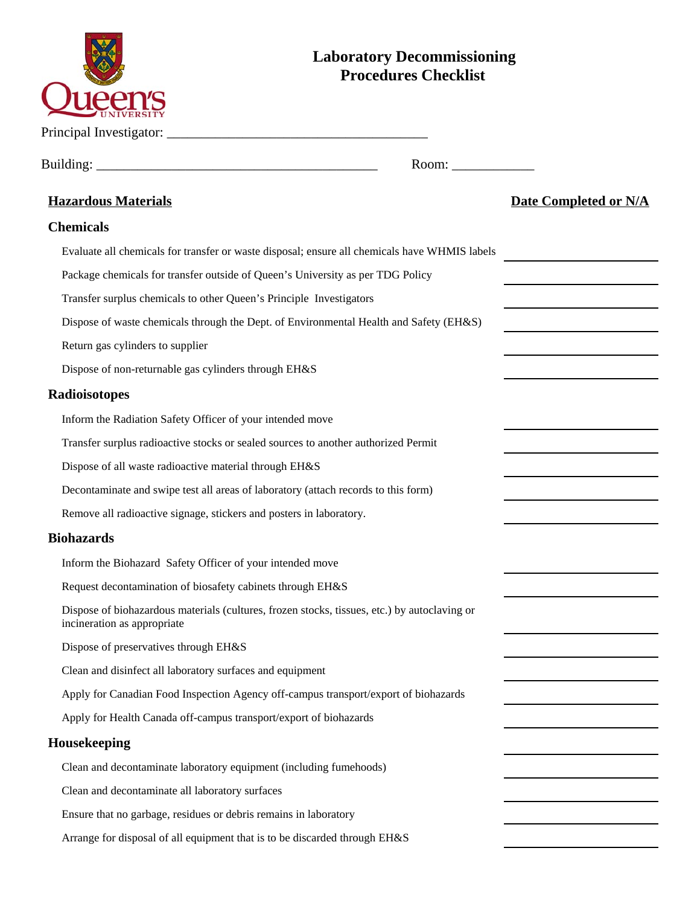# Laboratory Decommissioning Procedures Checklist

Principal Investigator: ________________________________________

Building: ____________________________________________ Room: ____________

| **Hazardous Materials** | **Date Completed or N/A** |
|---|---|
| **Chemicals** | |
| Evaluate all chemicals for transfer or waste disposal; ensure all chemicals have WHMIS labels | |
| Package chemicals for transfer outside of Queen's University as per TDG Policy | |
| Transfer surplus chemicals to other Queen's Principle Investigators | |
| Dispose of waste chemicals through the Dept. of Environmental Health and Safety (EH&S) | |
| Return gas cylinders to supplier | |
| Dispose of non-returnable gas cylinders through EH&S | |
| **Radioisotopes** | |
| Inform the Radiation Safety Officer of your intended move | |
| Transfer surplus radioactive stocks or sealed sources to another authorized Permit | |
| Dispose of all waste radioactive material through EH&S | |
| Decontaminate and swipe test all areas of laboratory (attach records to this form) | |
| Remove all radioactive signage, stickers and posters in laboratory. | |
| **Biohazards** | |
| Inform the Biohazard Safety Officer of your intended move | |
| Request decontamination of biosafety cabinets through EH&S | |
| Dispose of biohazardous materials (cultures, frozen stocks, tissues, etc.) by autoclaving or incineration as appropriate | |
| Dispose of preservatives through EH&S | |
| Clean and disinfect all laboratory surfaces and equipment | |
| Apply for Canadian Food Inspection Agency off-campus transport/export of biohazards | |
| Apply for Health Canada off-campus transport/export of biohazards | |
| **Housekeeping** | |
| Clean and decontaminate laboratory equipment (including fumehoods) | |
| Clean and decontaminate all laboratory surfaces | |
| Ensure that no garbage, residues or debris remains in laboratory | |
| Arrange for disposal of all equipment that is to be discarded through EH&S | |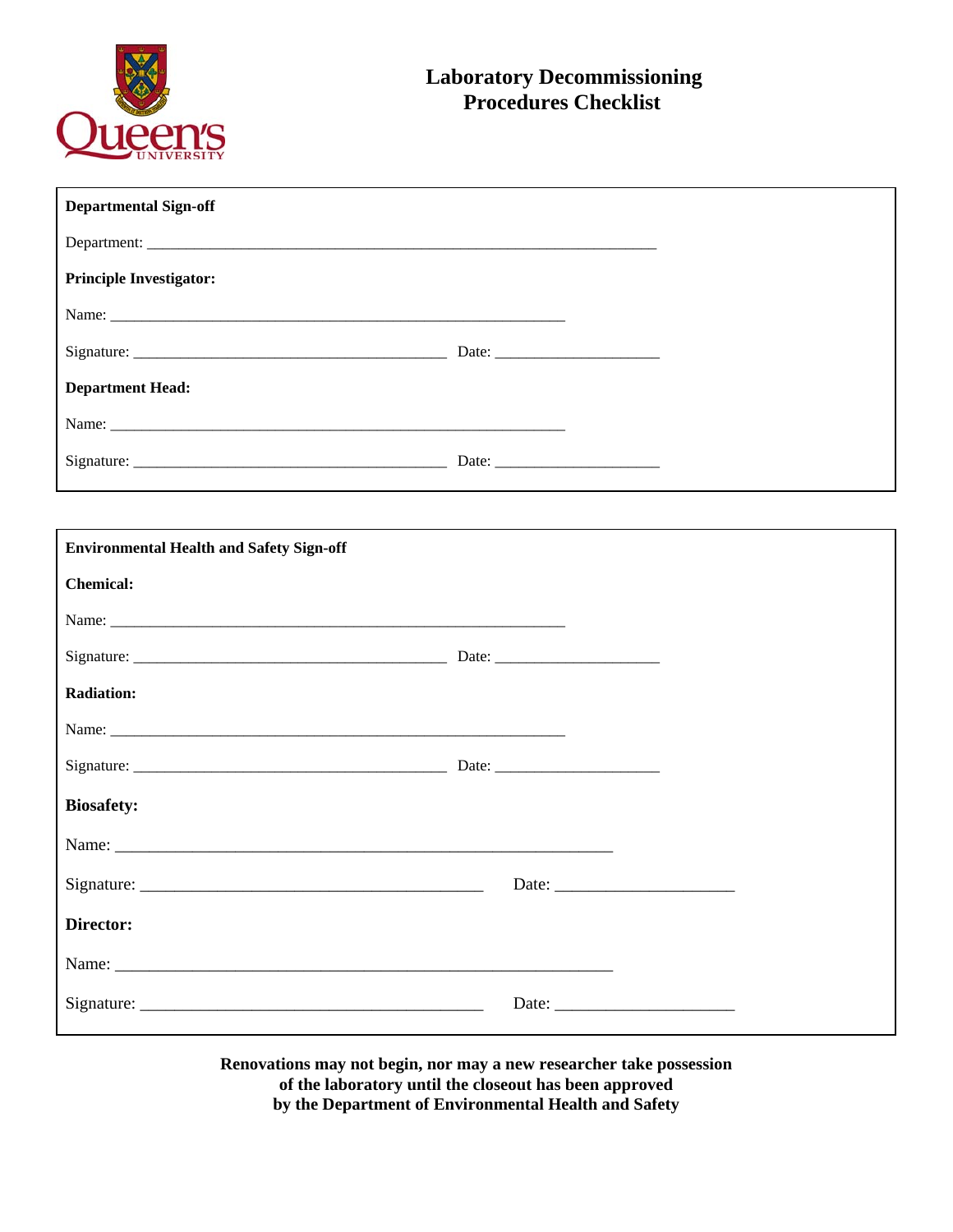# Laboratory Decommissioning Procedures Checklist

**Departmental Sign-off**

Department: ____________________________________________________________

**Principle Investigator:**

Name: ____________________________________________________

Signature: ____________________________________ Date: ___________________

**Department Head:**

Name: ____________________________________________________

Signature: ____________________________________ Date: ___________________

**Environmental Health and Safety Sign-off**

**Chemical:**

Name: ____________________________________________________

Signature: ____________________________________ Date: ___________________

**Radiation:**

Name: ____________________________________________________

Signature: ____________________________________ Date: ___________________

**Biosafety:**

Name: ____________________________________________________

Signature: ____________________________________ Date: ___________________

**Director:**

Name: ____________________________________________________

Signature: ____________________________________ Date: ___________________

**Renovations may not begin, nor may a new researcher take possession of the laboratory until the closeout has been approved by the Department of Environmental Health and Safety**